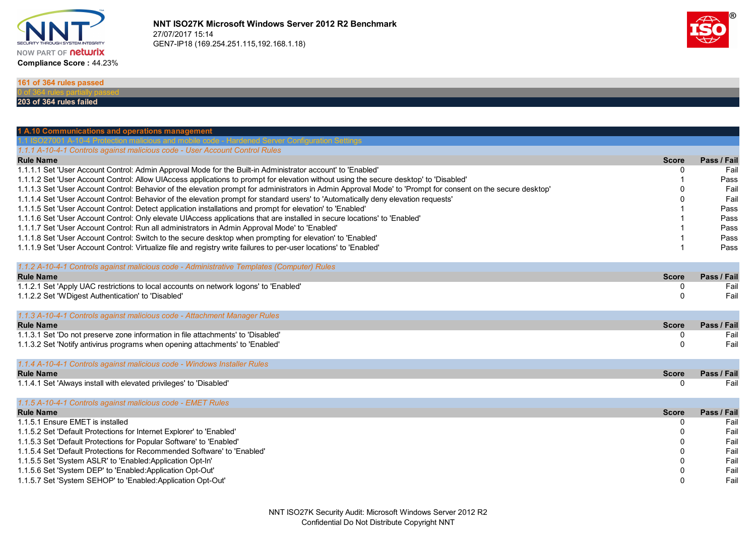**NNT ISO27K Microsoft Windows Server 2012 R2 Benchmark**
27/07/2017 15:14
GEN7-IP18 (169.254.251.115,192.168.1.18)

**Compliance Score :** 44.23%

**161 of 364 rules passed**
0 of 364 rules partially passed
**203 of 364 rules failed**

# 1 A.10 Communications and operations management

## 1.1 ISO27001 A-10-4 Protection malicious and mobile code - Hardened Server Configuration Settings

### *1.1.1 A-10-4-1 Controls against malicious code - User Account Control Rules*

| Rule Name | Score | Pass / Fail |
|---|---|---|
| 1.1.1.1 Set 'User Account Control: Admin Approval Mode for the Built-in Administrator account' to 'Enabled' | 0 | Fail |
| 1.1.1.2 Set 'User Account Control: Allow UIAccess applications to prompt for elevation without using the secure desktop' to 'Disabled' | 1 | Pass |
| 1.1.1.3 Set 'User Account Control: Behavior of the elevation prompt for administrators in Admin Approval Mode' to 'Prompt for consent on the secure desktop' | 0 | Fail |
| 1.1.1.4 Set 'User Account Control: Behavior of the elevation prompt for standard users' to 'Automatically deny elevation requests' | 0 | Fail |
| 1.1.1.5 Set 'User Account Control: Detect application installations and prompt for elevation' to 'Enabled' | 1 | Pass |
| 1.1.1.6 Set 'User Account Control: Only elevate UIAccess applications that are installed in secure locations' to 'Enabled' | 1 | Pass |
| 1.1.1.7 Set 'User Account Control: Run all administrators in Admin Approval Mode' to 'Enabled' | 1 | Pass |
| 1.1.1.8 Set 'User Account Control: Switch to the secure desktop when prompting for elevation' to 'Enabled' | 1 | Pass |
| 1.1.1.9 Set 'User Account Control: Virtualize file and registry write failures to per-user locations' to 'Enabled' | 1 | Pass |

### *1.1.2 A-10-4-1 Controls against malicious code - Administrative Templates (Computer) Rules*

| Rule Name | Score | Pass / Fail |
|---|---|---|
| 1.1.2.1 Set 'Apply UAC restrictions to local accounts on network logons' to 'Enabled' | 0 | Fail |
| 1.1.2.2 Set 'WDigest Authentication' to 'Disabled' | 0 | Fail |

### *1.1.3 A-10-4-1 Controls against malicious code - Attachment Manager Rules*

| Rule Name | Score | Pass / Fail |
|---|---|---|
| 1.1.3.1 Set 'Do not preserve zone information in file attachments' to 'Disabled' | 0 | Fail |
| 1.1.3.2 Set 'Notify antivirus programs when opening attachments' to 'Enabled' | 0 | Fail |

### *1.1.4 A-10-4-1 Controls against malicious code - Windows Installer Rules*

| Rule Name | Score | Pass / Fail |
|---|---|---|
| 1.1.4.1 Set 'Always install with elevated privileges' to 'Disabled' | 0 | Fail |

### *1.1.5 A-10-4-1 Controls against malicious code - EMET Rules*

| Rule Name | Score | Pass / Fail |
|---|---|---|
| 1.1.5.1 Ensure EMET is installed | 0 | Fail |
| 1.1.5.2 Set 'Default Protections for Internet Explorer' to 'Enabled' | 0 | Fail |
| 1.1.5.3 Set 'Default Protections for Popular Software' to 'Enabled' | 0 | Fail |
| 1.1.5.4 Set 'Default Protections for Recommended Software' to 'Enabled' | 0 | Fail |
| 1.1.5.5 Set 'System ASLR' to 'Enabled:Application Opt-In' | 0 | Fail |
| 1.1.5.6 Set 'System DEP' to 'Enabled:Application Opt-Out' | 0 | Fail |
| 1.1.5.7 Set 'System SEHOP' to 'Enabled:Application Opt-Out' | 0 | Fail |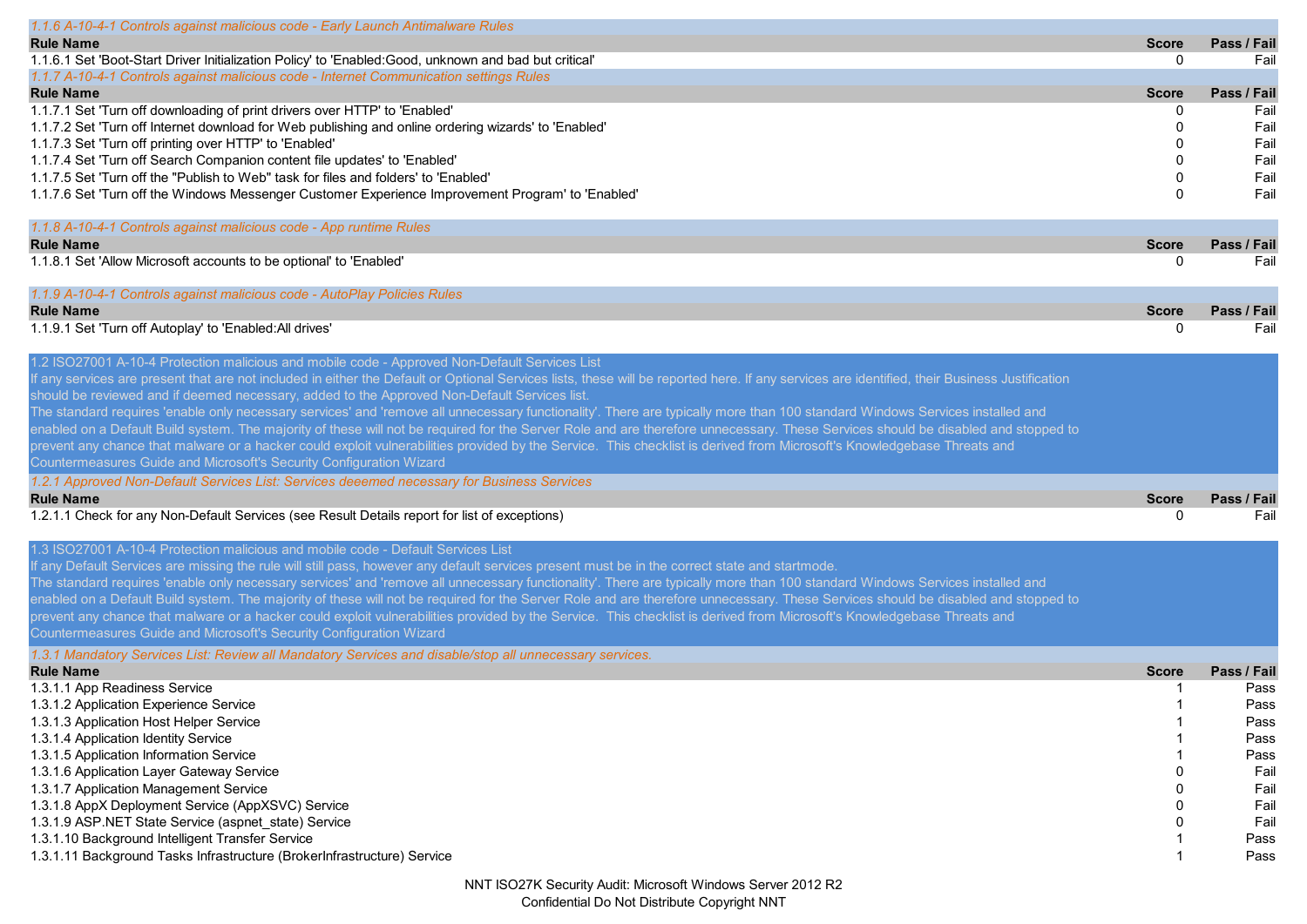### 1.1.6 A-10-4-1 Controls against malicious code - Early Launch Antimalware Rules

| Rule Name | Score | Pass / Fail |
|---|---|---|
| 1.1.6.1 Set 'Boot-Start Driver Initialization Policy' to 'Enabled:Good, unknown and bad but critical' | 0 | Fail |

### 1.1.7 A-10-4-1 Controls against malicious code - Internet Communication settings Rules

| Rule Name | Score | Pass / Fail |
|---|---|---|
| 1.1.7.1 Set 'Turn off downloading of print drivers over HTTP' to 'Enabled' | 0 | Fail |
| 1.1.7.2 Set 'Turn off Internet download for Web publishing and online ordering wizards' to 'Enabled' | 0 | Fail |
| 1.1.7.3 Set 'Turn off printing over HTTP' to 'Enabled' | 0 | Fail |
| 1.1.7.4 Set 'Turn off Search Companion content file updates' to 'Enabled' | 0 | Fail |
| 1.1.7.5 Set 'Turn off the "Publish to Web" task for files and folders' to 'Enabled' | 0 | Fail |
| 1.1.7.6 Set 'Turn off the Windows Messenger Customer Experience Improvement Program' to 'Enabled' | 0 | Fail |

### 1.1.8 A-10-4-1 Controls against malicious code - App runtime Rules

| Rule Name | Score | Pass / Fail |
|---|---|---|
| 1.1.8.1 Set 'Allow Microsoft accounts to be optional' to 'Enabled' | 0 | Fail |

### 1.1.9 A-10-4-1 Controls against malicious code - AutoPlay Policies Rules

| Rule Name | Score | Pass / Fail |
|---|---|---|
| 1.1.9.1 Set 'Turn off Autoplay' to 'Enabled:All drives' | 0 | Fail |

## 1.2 ISO27001 A-10-4 Protection malicious and mobile code - Approved Non-Default Services List

If any services are present that are not included in either the Default or Optional Services lists, these will be reported here. If any services are identified, their Business Justification should be reviewed and if deemed necessary, added to the Approved Non-Default Services list.
The standard requires 'enable only necessary services' and 'remove all unnecessary functionality'. There are typically more than 100 standard Windows Services installed and enabled on a Default Build system. The majority of these will not be required for the Server Role and are therefore unnecessary. These Services should be disabled and stopped to prevent any chance that malware or a hacker could exploit vulnerabilities provided by the Service. This checklist is derived from Microsoft's Knowledgebase Threats and Countermeasures Guide and Microsoft's Security Configuration Wizard

### 1.2.1 Approved Non-Default Services List: Services deeemed necessary for Business Services

| Rule Name | Score | Pass / Fail |
|---|---|---|
| 1.2.1.1 Check for any Non-Default Services (see Result Details report for list of exceptions) | 0 | Fail |

## 1.3 ISO27001 A-10-4 Protection malicious and mobile code - Default Services List

If any Default Services are missing the rule will still pass, however any default services present must be in the correct state and startmode.
The standard requires 'enable only necessary services' and 'remove all unnecessary functionality'. There are typically more than 100 standard Windows Services installed and enabled on a Default Build system. The majority of these will not be required for the Server Role and are therefore unnecessary. These Services should be disabled and stopped to prevent any chance that malware or a hacker could exploit vulnerabilities provided by the Service. This checklist is derived from Microsoft's Knowledgebase Threats and Countermeasures Guide and Microsoft's Security Configuration Wizard

### 1.3.1 Mandatory Services List: Review all Mandatory Services and disable/stop all unnecessary services.

| Rule Name | Score | Pass / Fail |
|---|---|---|
| 1.3.1.1 App Readiness Service | 1 | Pass |
| 1.3.1.2 Application Experience Service | 1 | Pass |
| 1.3.1.3 Application Host Helper Service | 1 | Pass |
| 1.3.1.4 Application Identity Service | 1 | Pass |
| 1.3.1.5 Application Information Service | 1 | Pass |
| 1.3.1.6 Application Layer Gateway Service | 0 | Fail |
| 1.3.1.7 Application Management Service | 0 | Fail |
| 1.3.1.8 AppX Deployment Service (AppXSVC) Service | 0 | Fail |
| 1.3.1.9 ASP.NET State Service (aspnet_state) Service | 0 | Fail |
| 1.3.1.10 Background Intelligent Transfer Service | 1 | Pass |
| 1.3.1.11 Background Tasks Infrastructure (BrokerInfrastructure) Service | 1 | Pass |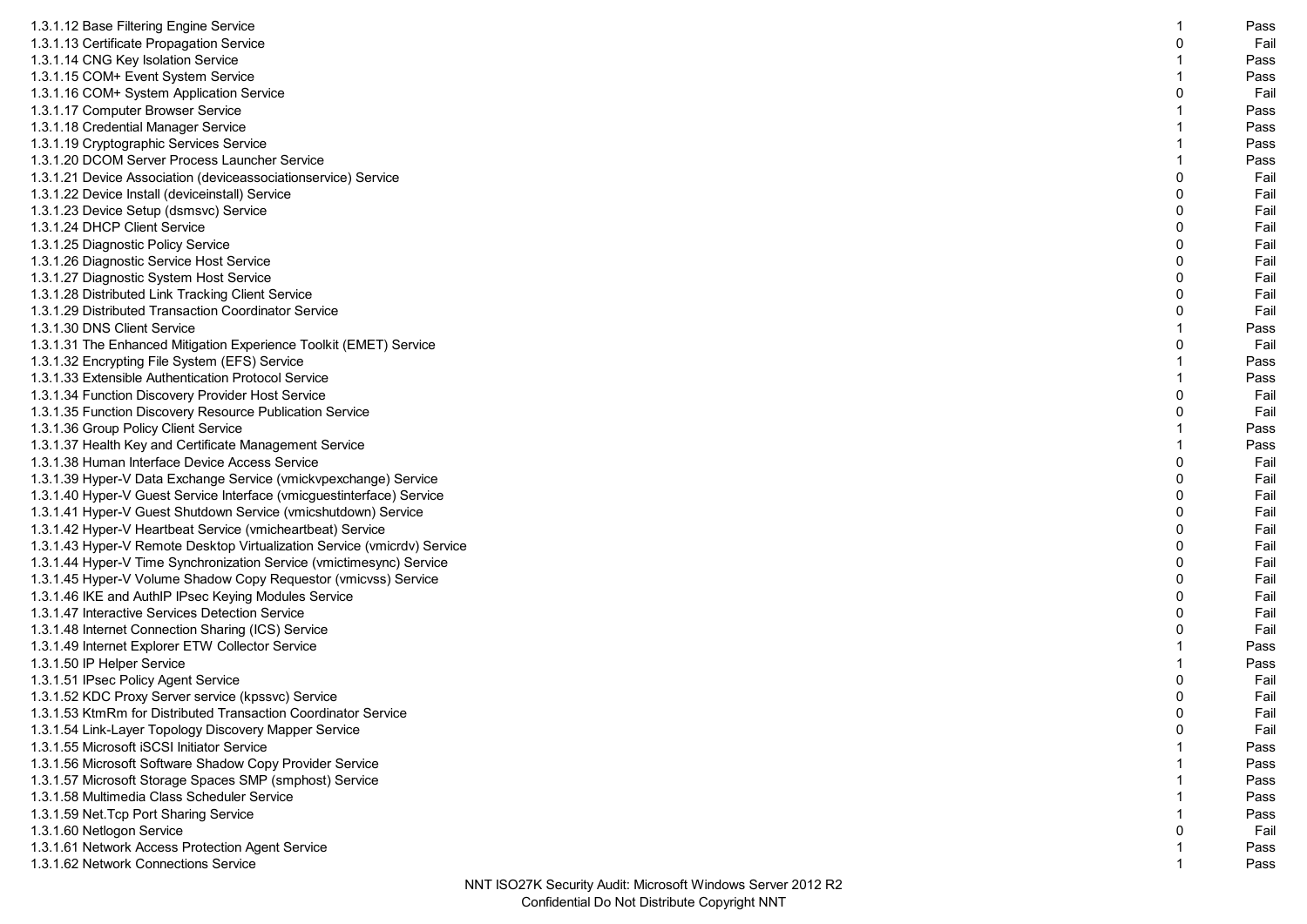| | | |
|---|---|---|
| 1.3.1.12 Base Filtering Engine Service | 1 | Pass |
| 1.3.1.13 Certificate Propagation Service | 0 | Fail |
| 1.3.1.14 CNG Key Isolation Service | 1 | Pass |
| 1.3.1.15 COM+ Event System Service | 1 | Pass |
| 1.3.1.16 COM+ System Application Service | 0 | Fail |
| 1.3.1.17 Computer Browser Service | 1 | Pass |
| 1.3.1.18 Credential Manager Service | 1 | Pass |
| 1.3.1.19 Cryptographic Services Service | 1 | Pass |
| 1.3.1.20 DCOM Server Process Launcher Service | 1 | Pass |
| 1.3.1.21 Device Association (deviceassociationservice) Service | 0 | Fail |
| 1.3.1.22 Device Install (deviceinstall) Service | 0 | Fail |
| 1.3.1.23 Device Setup (dsmsvc) Service | 0 | Fail |
| 1.3.1.24 DHCP Client Service | 0 | Fail |
| 1.3.1.25 Diagnostic Policy Service | 0 | Fail |
| 1.3.1.26 Diagnostic Service Host Service | 0 | Fail |
| 1.3.1.27 Diagnostic System Host Service | 0 | Fail |
| 1.3.1.28 Distributed Link Tracking Client Service | 0 | Fail |
| 1.3.1.29 Distributed Transaction Coordinator Service | 0 | Fail |
| 1.3.1.30 DNS Client Service | 1 | Pass |
| 1.3.1.31 The Enhanced Mitigation Experience Toolkit (EMET) Service | 0 | Fail |
| 1.3.1.32 Encrypting File System (EFS) Service | 1 | Pass |
| 1.3.1.33 Extensible Authentication Protocol Service | 1 | Pass |
| 1.3.1.34 Function Discovery Provider Host Service | 0 | Fail |
| 1.3.1.35 Function Discovery Resource Publication Service | 0 | Fail |
| 1.3.1.36 Group Policy Client Service | 1 | Pass |
| 1.3.1.37 Health Key and Certificate Management Service | 1 | Pass |
| 1.3.1.38 Human Interface Device Access Service | 0 | Fail |
| 1.3.1.39 Hyper-V Data Exchange Service (vmickvpexchange) Service | 0 | Fail |
| 1.3.1.40 Hyper-V Guest Service Interface (vmicguestinterface) Service | 0 | Fail |
| 1.3.1.41 Hyper-V Guest Shutdown Service (vmicshutdown) Service | 0 | Fail |
| 1.3.1.42 Hyper-V Heartbeat Service (vmicheartbeat) Service | 0 | Fail |
| 1.3.1.43 Hyper-V Remote Desktop Virtualization Service (vmicrdv) Service | 0 | Fail |
| 1.3.1.44 Hyper-V Time Synchronization Service (vmictimesync) Service | 0 | Fail |
| 1.3.1.45 Hyper-V Volume Shadow Copy Requestor (vmicvss) Service | 0 | Fail |
| 1.3.1.46 IKE and AuthIP IPsec Keying Modules Service | 0 | Fail |
| 1.3.1.47 Interactive Services Detection Service | 0 | Fail |
| 1.3.1.48 Internet Connection Sharing (ICS) Service | 0 | Fail |
| 1.3.1.49 Internet Explorer ETW Collector Service | 1 | Pass |
| 1.3.1.50 IP Helper Service | 1 | Pass |
| 1.3.1.51 IPsec Policy Agent Service | 0 | Fail |
| 1.3.1.52 KDC Proxy Server service (kpssvc) Service | 0 | Fail |
| 1.3.1.53 KtmRm for Distributed Transaction Coordinator Service | 0 | Fail |
| 1.3.1.54 Link-Layer Topology Discovery Mapper Service | 0 | Fail |
| 1.3.1.55 Microsoft iSCSI Initiator Service | 1 | Pass |
| 1.3.1.56 Microsoft Software Shadow Copy Provider Service | 1 | Pass |
| 1.3.1.57 Microsoft Storage Spaces SMP (smphost) Service | 1 | Pass |
| 1.3.1.58 Multimedia Class Scheduler Service | 1 | Pass |
| 1.3.1.59 Net.Tcp Port Sharing Service | 1 | Pass |
| 1.3.1.60 Netlogon Service | 0 | Fail |
| 1.3.1.61 Network Access Protection Agent Service | 1 | Pass |
| 1.3.1.62 Network Connections Service | 1 | Pass |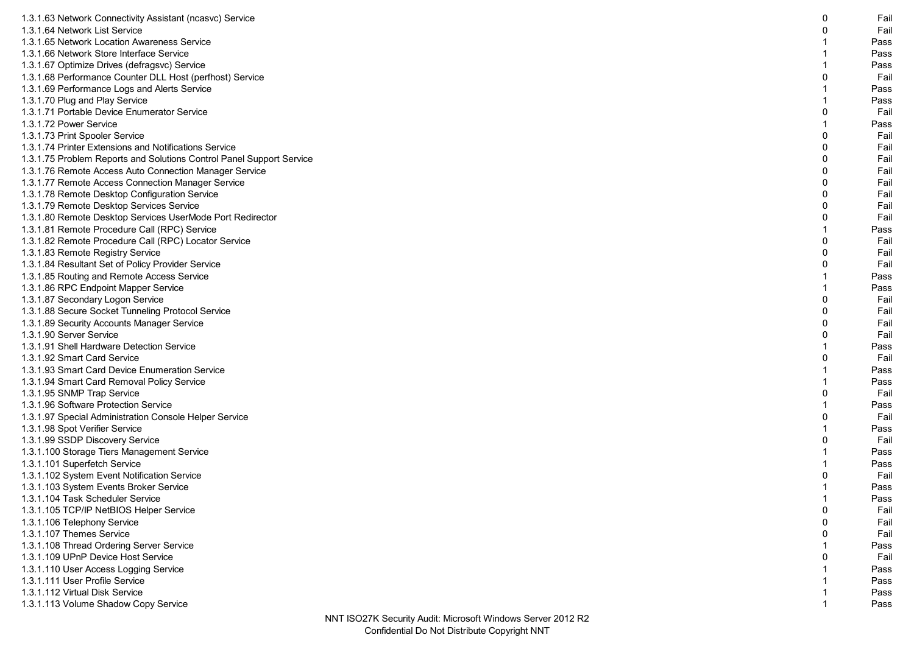| | | |
|---|---|---|
| 1.3.1.63 Network Connectivity Assistant (ncasvc) Service | 0 | Fail |
| 1.3.1.64 Network List Service | 0 | Fail |
| 1.3.1.65 Network Location Awareness Service | 1 | Pass |
| 1.3.1.66 Network Store Interface Service | 1 | Pass |
| 1.3.1.67 Optimize Drives (defragsvc) Service | 1 | Pass |
| 1.3.1.68 Performance Counter DLL Host (perfhost) Service | 0 | Fail |
| 1.3.1.69 Performance Logs and Alerts Service | 1 | Pass |
| 1.3.1.70 Plug and Play Service | 1 | Pass |
| 1.3.1.71 Portable Device Enumerator Service | 0 | Fail |
| 1.3.1.72 Power Service | 1 | Pass |
| 1.3.1.73 Print Spooler Service | 0 | Fail |
| 1.3.1.74 Printer Extensions and Notifications Service | 0 | Fail |
| 1.3.1.75 Problem Reports and Solutions Control Panel Support Service | 0 | Fail |
| 1.3.1.76 Remote Access Auto Connection Manager Service | 0 | Fail |
| 1.3.1.77 Remote Access Connection Manager Service | 0 | Fail |
| 1.3.1.78 Remote Desktop Configuration Service | 0 | Fail |
| 1.3.1.79 Remote Desktop Services Service | 0 | Fail |
| 1.3.1.80 Remote Desktop Services UserMode Port Redirector | 0 | Fail |
| 1.3.1.81 Remote Procedure Call (RPC) Service | 1 | Pass |
| 1.3.1.82 Remote Procedure Call (RPC) Locator Service | 0 | Fail |
| 1.3.1.83 Remote Registry Service | 0 | Fail |
| 1.3.1.84 Resultant Set of Policy Provider Service | 0 | Fail |
| 1.3.1.85 Routing and Remote Access Service | 1 | Pass |
| 1.3.1.86 RPC Endpoint Mapper Service | 1 | Pass |
| 1.3.1.87 Secondary Logon Service | 0 | Fail |
| 1.3.1.88 Secure Socket Tunneling Protocol Service | 0 | Fail |
| 1.3.1.89 Security Accounts Manager Service | 0 | Fail |
| 1.3.1.90 Server Service | 0 | Fail |
| 1.3.1.91 Shell Hardware Detection Service | 1 | Pass |
| 1.3.1.92 Smart Card Service | 0 | Fail |
| 1.3.1.93 Smart Card Device Enumeration Service | 1 | Pass |
| 1.3.1.94 Smart Card Removal Policy Service | 1 | Pass |
| 1.3.1.95 SNMP Trap Service | 0 | Fail |
| 1.3.1.96 Software Protection Service | 1 | Pass |
| 1.3.1.97 Special Administration Console Helper Service | 0 | Fail |
| 1.3.1.98 Spot Verifier Service | 1 | Pass |
| 1.3.1.99 SSDP Discovery Service | 0 | Fail |
| 1.3.1.100 Storage Tiers Management Service | 1 | Pass |
| 1.3.1.101 Superfetch Service | 1 | Pass |
| 1.3.1.102 System Event Notification Service | 0 | Fail |
| 1.3.1.103 System Events Broker Service | 1 | Pass |
| 1.3.1.104 Task Scheduler Service | 1 | Pass |
| 1.3.1.105 TCP/IP NetBIOS Helper Service | 0 | Fail |
| 1.3.1.106 Telephony Service | 0 | Fail |
| 1.3.1.107 Themes Service | 0 | Fail |
| 1.3.1.108 Thread Ordering Server Service | 1 | Pass |
| 1.3.1.109 UPnP Device Host Service | 0 | Fail |
| 1.3.1.110 User Access Logging Service | 1 | Pass |
| 1.3.1.111 User Profile Service | 1 | Pass |
| 1.3.1.112 Virtual Disk Service | 1 | Pass |
| 1.3.1.113 Volume Shadow Copy Service | 1 | Pass |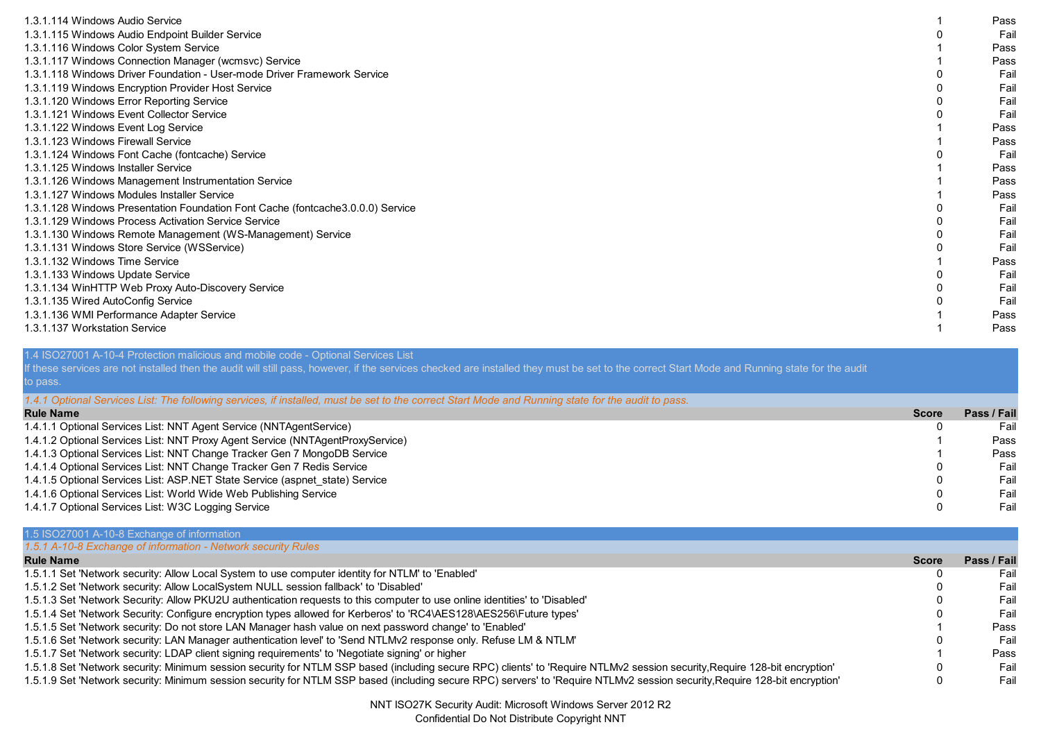| Rule Name | Score | Pass / Fail |
|---|---|---|
| 1.3.1.114 Windows Audio Service | 1 | Pass |
| 1.3.1.115 Windows Audio Endpoint Builder Service | 0 | Fail |
| 1.3.1.116 Windows Color System Service | 1 | Pass |
| 1.3.1.117 Windows Connection Manager (wcmsvc) Service | 1 | Pass |
| 1.3.1.118 Windows Driver Foundation - User-mode Driver Framework Service | 0 | Fail |
| 1.3.1.119 Windows Encryption Provider Host Service | 0 | Fail |
| 1.3.1.120 Windows Error Reporting Service | 0 | Fail |
| 1.3.1.121 Windows Event Collector Service | 0 | Fail |
| 1.3.1.122 Windows Event Log Service | 1 | Pass |
| 1.3.1.123 Windows Firewall Service | 1 | Pass |
| 1.3.1.124 Windows Font Cache (fontcache) Service | 0 | Fail |
| 1.3.1.125 Windows Installer Service | 1 | Pass |
| 1.3.1.126 Windows Management Instrumentation Service | 1 | Pass |
| 1.3.1.127 Windows Modules Installer Service | 1 | Pass |
| 1.3.1.128 Windows Presentation Foundation Font Cache (fontcache3.0.0.0) Service | 0 | Fail |
| 1.3.1.129 Windows Process Activation Service Service | 0 | Fail |
| 1.3.1.130 Windows Remote Management (WS-Management) Service | 0 | Fail |
| 1.3.1.131 Windows Store Service (WSService) | 0 | Fail |
| 1.3.1.132 Windows Time Service | 1 | Pass |
| 1.3.1.133 Windows Update Service | 0 | Fail |
| 1.3.1.134 WinHTTP Web Proxy Auto-Discovery Service | 0 | Fail |
| 1.3.1.135 Wired AutoConfig Service | 0 | Fail |
| 1.3.1.136 WMI Performance Adapter Service | 1 | Pass |
| 1.3.1.137 Workstation Service | 1 | Pass |

## 1.4 ISO27001 A-10-4 Protection malicious and mobile code - Optional Services List

If these services are not installed then the audit will still pass, however, if the services checked are installed they must be set to the correct Start Mode and Running state for the audit to pass.

### *1.4.1 Optional Services List: The following services, if installed, must be set to the correct Start Mode and Running state for the audit to pass.*

| Rule Name | Score | Pass / Fail |
|---|---|---|
| 1.4.1.1 Optional Services List: NNT Agent Service (NNTAgentService) | 0 | Fail |
| 1.4.1.2 Optional Services List: NNT Proxy Agent Service (NNTAgentProxyService) | 1 | Pass |
| 1.4.1.3 Optional Services List: NNT Change Tracker Gen 7 MongoDB Service | 1 | Pass |
| 1.4.1.4 Optional Services List: NNT Change Tracker Gen 7 Redis Service | 0 | Fail |
| 1.4.1.5 Optional Services List: ASP.NET State Service (aspnet_state) Service | 0 | Fail |
| 1.4.1.6 Optional Services List: World Wide Web Publishing Service | 0 | Fail |
| 1.4.1.7 Optional Services List: W3C Logging Service | 0 | Fail |

## 1.5 ISO27001 A-10-8 Exchange of information

### *1.5.1 A-10-8 Exchange of information - Network security Rules*

| Rule Name | Score | Pass / Fail |
|---|---|---|
| 1.5.1.1 Set 'Network security: Allow Local System to use computer identity for NTLM' to 'Enabled' | 0 | Fail |
| 1.5.1.2 Set 'Network security: Allow LocalSystem NULL session fallback' to 'Disabled' | 0 | Fail |
| 1.5.1.3 Set 'Network Security: Allow PKU2U authentication requests to this computer to use online identities' to 'Disabled' | 0 | Fail |
| 1.5.1.4 Set 'Network Security: Configure encryption types allowed for Kerberos' to 'RC4\AES128\AES256\Future types' | 0 | Fail |
| 1.5.1.5 Set 'Network security: Do not store LAN Manager hash value on next password change' to 'Enabled' | 1 | Pass |
| 1.5.1.6 Set 'Network security: LAN Manager authentication level' to 'Send NTLMv2 response only. Refuse LM & NTLM' | 0 | Fail |
| 1.5.1.7 Set 'Network security: LDAP client signing requirements' to 'Negotiate signing' or higher | 1 | Pass |
| 1.5.1.8 Set 'Network security: Minimum session security for NTLM SSP based (including secure RPC) clients' to 'Require NTLMv2 session security,Require 128-bit encryption' | 0 | Fail |
| 1.5.1.9 Set 'Network security: Minimum session security for NTLM SSP based (including secure RPC) servers' to 'Require NTLMv2 session security,Require 128-bit encryption' | 0 | Fail |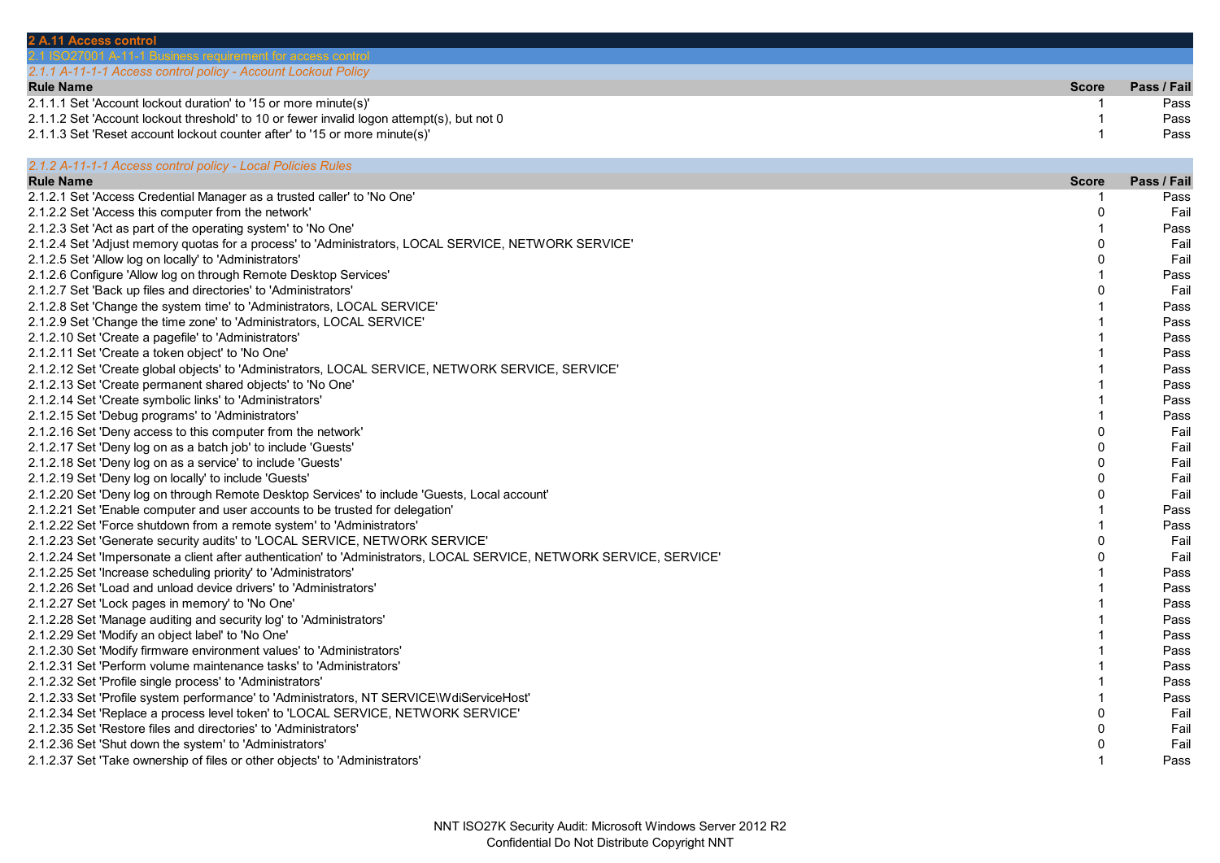## 2 A.11 Access control

### 2.1 ISO27001 A-11-1 Business requirement for access control

#### *2.1.1 A-11-1-1 Access control policy - Account Lockout Policy*

| Rule Name | Score | Pass / Fail |
|---|---|---|
| 2.1.1.1 Set 'Account lockout duration' to '15 or more minute(s)' | 1 | Pass |
| 2.1.1.2 Set 'Account lockout threshold' to 10 or fewer invalid logon attempt(s), but not 0 | 1 | Pass |
| 2.1.1.3 Set 'Reset account lockout counter after' to '15 or more minute(s)' | 1 | Pass |

#### *2.1.2 A-11-1-1 Access control policy - Local Policies Rules*

| Rule Name | Score | Pass / Fail |
|---|---|---|
| 2.1.2.1 Set 'Access Credential Manager as a trusted caller' to 'No One' | 1 | Pass |
| 2.1.2.2 Set 'Access this computer from the network' | 0 | Fail |
| 2.1.2.3 Set 'Act as part of the operating system' to 'No One' | 1 | Pass |
| 2.1.2.4 Set 'Adjust memory quotas for a process' to 'Administrators, LOCAL SERVICE, NETWORK SERVICE' | 0 | Fail |
| 2.1.2.5 Set 'Allow log on locally' to 'Administrators' | 0 | Fail |
| 2.1.2.6 Configure 'Allow log on through Remote Desktop Services' | 1 | Pass |
| 2.1.2.7 Set 'Back up files and directories' to 'Administrators' | 0 | Fail |
| 2.1.2.8 Set 'Change the system time' to 'Administrators, LOCAL SERVICE' | 1 | Pass |
| 2.1.2.9 Set 'Change the time zone' to 'Administrators, LOCAL SERVICE' | 1 | Pass |
| 2.1.2.10 Set 'Create a pagefile' to 'Administrators' | 1 | Pass |
| 2.1.2.11 Set 'Create a token object' to 'No One' | 1 | Pass |
| 2.1.2.12 Set 'Create global objects' to 'Administrators, LOCAL SERVICE, NETWORK SERVICE, SERVICE' | 1 | Pass |
| 2.1.2.13 Set 'Create permanent shared objects' to 'No One' | 1 | Pass |
| 2.1.2.14 Set 'Create symbolic links' to 'Administrators' | 1 | Pass |
| 2.1.2.15 Set 'Debug programs' to 'Administrators' | 1 | Pass |
| 2.1.2.16 Set 'Deny access to this computer from the network' | 0 | Fail |
| 2.1.2.17 Set 'Deny log on as a batch job' to include 'Guests' | 0 | Fail |
| 2.1.2.18 Set 'Deny log on as a service' to include 'Guests' | 0 | Fail |
| 2.1.2.19 Set 'Deny log on locally' to include 'Guests' | 0 | Fail |
| 2.1.2.20 Set 'Deny log on through Remote Desktop Services' to include 'Guests, Local account' | 0 | Fail |
| 2.1.2.21 Set 'Enable computer and user accounts to be trusted for delegation' | 1 | Pass |
| 2.1.2.22 Set 'Force shutdown from a remote system' to 'Administrators' | 1 | Pass |
| 2.1.2.23 Set 'Generate security audits' to 'LOCAL SERVICE, NETWORK SERVICE' | 0 | Fail |
| 2.1.2.24 Set 'Impersonate a client after authentication' to 'Administrators, LOCAL SERVICE, NETWORK SERVICE, SERVICE' | 0 | Fail |
| 2.1.2.25 Set 'Increase scheduling priority' to 'Administrators' | 1 | Pass |
| 2.1.2.26 Set 'Load and unload device drivers' to 'Administrators' | 1 | Pass |
| 2.1.2.27 Set 'Lock pages in memory' to 'No One' | 1 | Pass |
| 2.1.2.28 Set 'Manage auditing and security log' to 'Administrators' | 1 | Pass |
| 2.1.2.29 Set 'Modify an object label' to 'No One' | 1 | Pass |
| 2.1.2.30 Set 'Modify firmware environment values' to 'Administrators' | 1 | Pass |
| 2.1.2.31 Set 'Perform volume maintenance tasks' to 'Administrators' | 1 | Pass |
| 2.1.2.32 Set 'Profile single process' to 'Administrators' | 1 | Pass |
| 2.1.2.33 Set 'Profile system performance' to 'Administrators, NT SERVICE\WdiServiceHost' | 1 | Pass |
| 2.1.2.34 Set 'Replace a process level token' to 'LOCAL SERVICE, NETWORK SERVICE' | 0 | Fail |
| 2.1.2.35 Set 'Restore files and directories' to 'Administrators' | 0 | Fail |
| 2.1.2.36 Set 'Shut down the system' to 'Administrators' | 0 | Fail |
| 2.1.2.37 Set 'Take ownership of files or other objects' to 'Administrators' | 1 | Pass |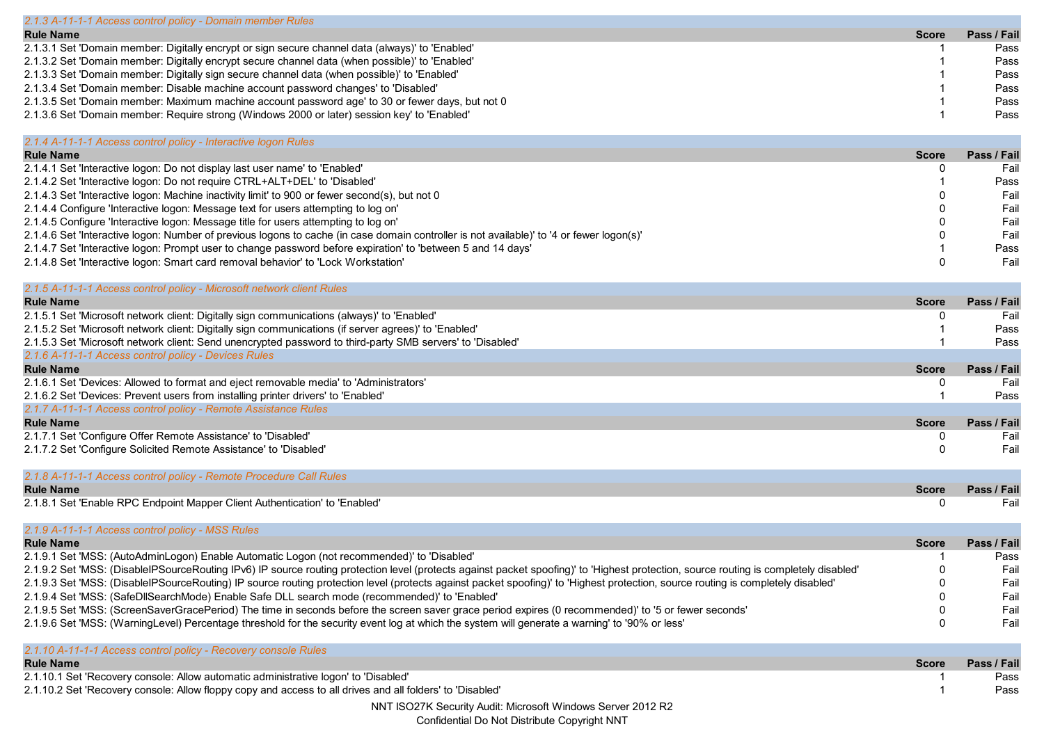### 2.1.3 A-11-1-1 Access control policy - Domain member Rules

| Rule Name | Score | Pass / Fail |
|---|---|---|
| 2.1.3.1 Set 'Domain member: Digitally encrypt or sign secure channel data (always)' to 'Enabled' | 1 | Pass |
| 2.1.3.2 Set 'Domain member: Digitally encrypt secure channel data (when possible)' to 'Enabled' | 1 | Pass |
| 2.1.3.3 Set 'Domain member: Digitally sign secure channel data (when possible)' to 'Enabled' | 1 | Pass |
| 2.1.3.4 Set 'Domain member: Disable machine account password changes' to 'Disabled' | 1 | Pass |
| 2.1.3.5 Set 'Domain member: Maximum machine account password age' to 30 or fewer days, but not 0 | 1 | Pass |
| 2.1.3.6 Set 'Domain member: Require strong (Windows 2000 or later) session key' to 'Enabled' | 1 | Pass |

### 2.1.4 A-11-1-1 Access control policy - Interactive logon Rules

| Rule Name | Score | Pass / Fail |
|---|---|---|
| 2.1.4.1 Set 'Interactive logon: Do not display last user name' to 'Enabled' | 0 | Fail |
| 2.1.4.2 Set 'Interactive logon: Do not require CTRL+ALT+DEL' to 'Disabled' | 1 | Pass |
| 2.1.4.3 Set 'Interactive logon: Machine inactivity limit' to 900 or fewer second(s), but not 0 | 0 | Fail |
| 2.1.4.4 Configure 'Interactive logon: Message text for users attempting to log on' | 0 | Fail |
| 2.1.4.5 Configure 'Interactive logon: Message title for users attempting to log on' | 0 | Fail |
| 2.1.4.6 Set 'Interactive logon: Number of previous logons to cache (in case domain controller is not available)' to '4 or fewer logon(s)' | 0 | Fail |
| 2.1.4.7 Set 'Interactive logon: Prompt user to change password before expiration' to 'between 5 and 14 days' | 1 | Pass |
| 2.1.4.8 Set 'Interactive logon: Smart card removal behavior' to 'Lock Workstation' | 0 | Fail |

### 2.1.5 A-11-1-1 Access control policy - Microsoft network client Rules

| Rule Name | Score | Pass / Fail |
|---|---|---|
| 2.1.5.1 Set 'Microsoft network client: Digitally sign communications (always)' to 'Enabled' | 0 | Fail |
| 2.1.5.2 Set 'Microsoft network client: Digitally sign communications (if server agrees)' to 'Enabled' | 1 | Pass |
| 2.1.5.3 Set 'Microsoft network client: Send unencrypted password to third-party SMB servers' to 'Disabled' | 1 | Pass |

### 2.1.6 A-11-1-1 Access control policy - Devices Rules

| Rule Name | Score | Pass / Fail |
|---|---|---|
| 2.1.6.1 Set 'Devices: Allowed to format and eject removable media' to 'Administrators' | 0 | Fail |
| 2.1.6.2 Set 'Devices: Prevent users from installing printer drivers' to 'Enabled' | 1 | Pass |

### 2.1.7 A-11-1-1 Access control policy - Remote Assistance Rules

| Rule Name | Score | Pass / Fail |
|---|---|---|
| 2.1.7.1 Set 'Configure Offer Remote Assistance' to 'Disabled' | 0 | Fail |
| 2.1.7.2 Set 'Configure Solicited Remote Assistance' to 'Disabled' | 0 | Fail |

### 2.1.8 A-11-1-1 Access control policy - Remote Procedure Call Rules

| Rule Name | Score | Pass / Fail |
|---|---|---|
| 2.1.8.1 Set 'Enable RPC Endpoint Mapper Client Authentication' to 'Enabled' | 0 | Fail |

### 2.1.9 A-11-1-1 Access control policy - MSS Rules

| Rule Name | Score | Pass / Fail |
|---|---|---|
| 2.1.9.1 Set 'MSS: (AutoAdminLogon) Enable Automatic Logon (not recommended)' to 'Disabled' | 1 | Pass |
| 2.1.9.2 Set 'MSS: (DisableIPSourceRouting IPv6) IP source routing protection level (protects against packet spoofing)' to 'Highest protection, source routing is completely disabled' | 0 | Fail |
| 2.1.9.3 Set 'MSS: (DisableIPSourceRouting) IP source routing protection level (protects against packet spoofing)' to 'Highest protection, source routing is completely disabled' | 0 | Fail |
| 2.1.9.4 Set 'MSS: (SafeDllSearchMode) Enable Safe DLL search mode (recommended)' to 'Enabled' | 0 | Fail |
| 2.1.9.5 Set 'MSS: (ScreenSaverGracePeriod) The time in seconds before the screen saver grace period expires (0 recommended)' to '5 or fewer seconds' | 0 | Fail |
| 2.1.9.6 Set 'MSS: (WarningLevel) Percentage threshold for the security event log at which the system will generate a warning' to '90% or less' | 0 | Fail |

### 2.1.10 A-11-1-1 Access control policy - Recovery console Rules

| Rule Name | Score | Pass / Fail |
|---|---|---|
| 2.1.10.1 Set 'Recovery console: Allow automatic administrative logon' to 'Disabled' | 1 | Pass |
| 2.1.10.2 Set 'Recovery console: Allow floppy copy and access to all drives and all folders' to 'Disabled' | 1 | Pass |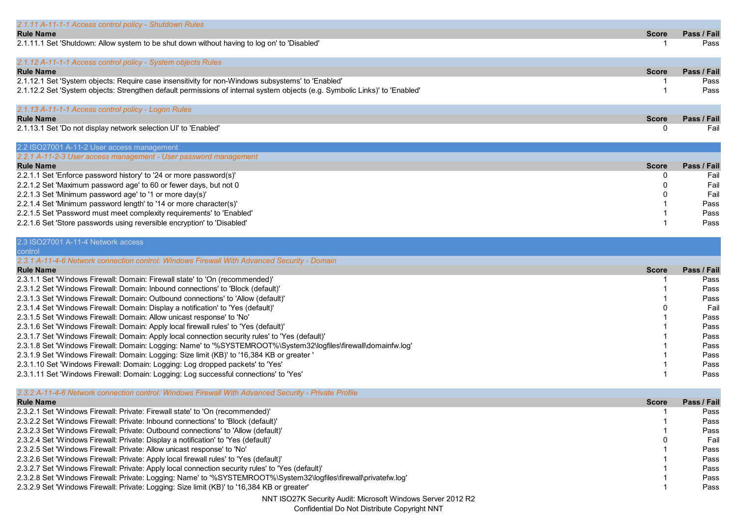### 2.1.11 A-11-1-1 Access control policy - Shutdown Rules

| Rule Name | Score | Pass / Fail |
|---|---|---|
| 2.1.11.1 Set 'Shutdown: Allow system to be shut down without having to log on' to 'Disabled' | 1 | Pass |

### 2.1.12 A-11-1-1 Access control policy - System objects Rules

| Rule Name | Score | Pass / Fail |
|---|---|---|
| 2.1.12.1 Set 'System objects: Require case insensitivity for non-Windows subsystems' to 'Enabled' | 1 | Pass |
| 2.1.12.2 Set 'System objects: Strengthen default permissions of internal system objects (e.g. Symbolic Links)' to 'Enabled' | 1 | Pass |

### 2.1.13 A-11-1-1 Access control policy - Logon Rules

| Rule Name | Score | Pass / Fail |
|---|---|---|
| 2.1.13.1 Set 'Do not display network selection UI' to 'Enabled' | 0 | Fail |

## 2.2 ISO27001 A-11-2 User access management

### 2.2.1 A-11-2-3 User access management - User password management

| Rule Name | Score | Pass / Fail |
|---|---|---|
| 2.2.1.1 Set 'Enforce password history' to '24 or more password(s)' | 0 | Fail |
| 2.2.1.2 Set 'Maximum password age' to 60 or fewer days, but not 0 | 0 | Fail |
| 2.2.1.3 Set 'Minimum password age' to '1 or more day(s)' | 0 | Fail |
| 2.2.1.4 Set 'Minimum password length' to '14 or more character(s)' | 1 | Pass |
| 2.2.1.5 Set 'Password must meet complexity requirements' to 'Enabled' | 1 | Pass |
| 2.2.1.6 Set 'Store passwords using reversible encryption' to 'Disabled' | 1 | Pass |

## 2.3 ISO27001 A-11-4 Network access control

### 2.3.1 A-11-4-6 Network connection control: Windows Firewall With Advanced Security - Domain

| Rule Name | Score | Pass / Fail |
|---|---|---|
| 2.3.1.1 Set 'Windows Firewall: Domain: Firewall state' to 'On (recommended)' | 1 | Pass |
| 2.3.1.2 Set 'Windows Firewall: Domain: Inbound connections' to 'Block (default)' | 1 | Pass |
| 2.3.1.3 Set 'Windows Firewall: Domain: Outbound connections' to 'Allow (default)' | 1 | Pass |
| 2.3.1.4 Set 'Windows Firewall: Domain: Display a notification' to 'Yes (default)' | 0 | Fail |
| 2.3.1.5 Set 'Windows Firewall: Domain: Allow unicast response' to 'No' | 1 | Pass |
| 2.3.1.6 Set 'Windows Firewall: Domain: Apply local firewall rules' to 'Yes (default)' | 1 | Pass |
| 2.3.1.7 Set 'Windows Firewall: Domain: Apply local connection security rules' to 'Yes (default)' | 1 | Pass |
| 2.3.1.8 Set 'Windows Firewall: Domain: Logging: Name' to '%SYSTEMROOT%\System32\logfiles\firewall\domainfw.log' | 1 | Pass |
| 2.3.1.9 Set 'Windows Firewall: Domain: Logging: Size limit (KB)' to '16,384 KB or greater ' | 1 | Pass |
| 2.3.1.10 Set 'Windows Firewall: Domain: Logging: Log dropped packets' to 'Yes' | 1 | Pass |
| 2.3.1.11 Set 'Windows Firewall: Domain: Logging: Log successful connections' to 'Yes' | 1 | Pass |

### 2.3.2 A-11-4-6 Network connection control: Windows Firewall With Advanced Security - Private Profile

| Rule Name | Score | Pass / Fail |
|---|---|---|
| 2.3.2.1 Set 'Windows Firewall: Private: Firewall state' to 'On (recommended)' | 1 | Pass |
| 2.3.2.2 Set 'Windows Firewall: Private: Inbound connections' to 'Block (default)' | 1 | Pass |
| 2.3.2.3 Set 'Windows Firewall: Private: Outbound connections' to 'Allow (default)' | 1 | Pass |
| 2.3.2.4 Set 'Windows Firewall: Private: Display a notification' to 'Yes (default)' | 0 | Fail |
| 2.3.2.5 Set 'Windows Firewall: Private: Allow unicast response' to 'No' | 1 | Pass |
| 2.3.2.6 Set 'Windows Firewall: Private: Apply local firewall rules' to 'Yes (default)' | 1 | Pass |
| 2.3.2.7 Set 'Windows Firewall: Private: Apply local connection security rules' to 'Yes (default)' | 1 | Pass |
| 2.3.2.8 Set 'Windows Firewall: Private: Logging: Name' to '%SYSTEMROOT%\System32\logfiles\firewall\privatefw.log' | 1 | Pass |
| 2.3.2.9 Set 'Windows Firewall: Private: Logging: Size limit (KB)' to '16,384 KB or greater' | 1 | Pass |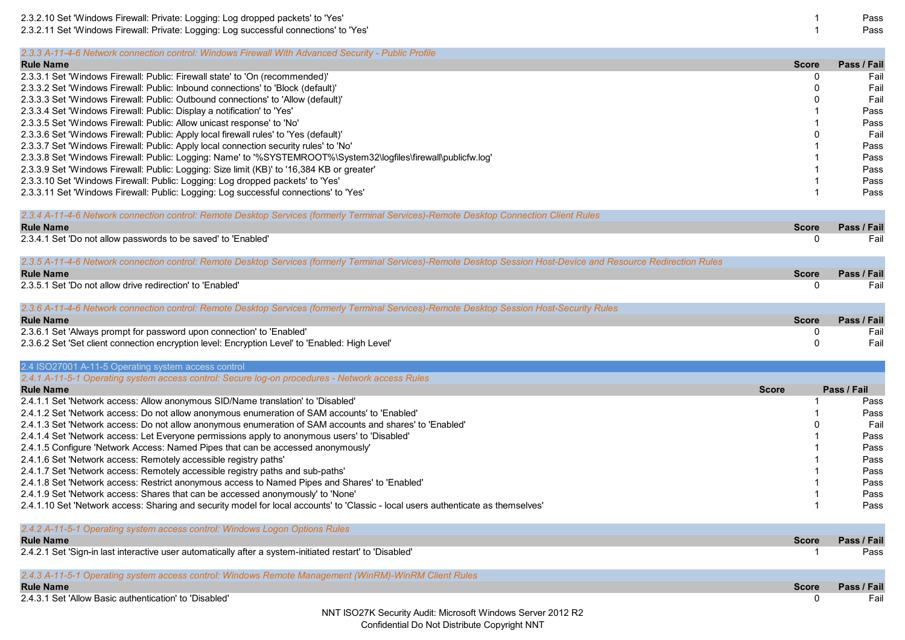| Rule Name | Score | Pass / Fail |
|---|---|---|
| 2.3.2.10 Set 'Windows Firewall: Private: Logging: Log dropped packets' to 'Yes' | 1 | Pass |
| 2.3.2.11 Set 'Windows Firewall: Private: Logging: Log successful connections' to 'Yes' | 1 | Pass |

*2.3.3 A-11-4-6 Network connection control: Windows Firewall With Advanced Security - Public Profile*

| Rule Name | Score | Pass / Fail |
|---|---|---|
| 2.3.3.1 Set 'Windows Firewall: Public: Firewall state' to 'On (recommended)' | 0 | Fail |
| 2.3.3.2 Set 'Windows Firewall: Public: Inbound connections' to 'Block (default)' | 0 | Fail |
| 2.3.3.3 Set 'Windows Firewall: Public: Outbound connections' to 'Allow (default)' | 0 | Fail |
| 2.3.3.4 Set 'Windows Firewall: Public: Display a notification' to 'Yes' | 1 | Pass |
| 2.3.3.5 Set 'Windows Firewall: Public: Allow unicast response' to 'No' | 1 | Pass |
| 2.3.3.6 Set 'Windows Firewall: Public: Apply local firewall rules' to 'Yes (default)' | 0 | Fail |
| 2.3.3.7 Set 'Windows Firewall: Public: Apply local connection security rules' to 'No' | 1 | Pass |
| 2.3.3.8 Set 'Windows Firewall: Public: Logging: Name' to '%SYSTEMROOT%\System32\logfiles\firewall\publicfw.log' | 1 | Pass |
| 2.3.3.9 Set 'Windows Firewall: Public: Logging: Size limit (KB)' to '16,384 KB or greater' | 1 | Pass |
| 2.3.3.10 Set 'Windows Firewall: Public: Logging: Log dropped packets' to 'Yes' | 1 | Pass |
| 2.3.3.11 Set 'Windows Firewall: Public: Logging: Log successful connections' to 'Yes' | 1 | Pass |

*2.3.4 A-11-4-6 Network connection control: Remote Desktop Services (formerly Terminal Services)-Remote Desktop Connection Client Rules*

| Rule Name | Score | Pass / Fail |
|---|---|---|
| 2.3.4.1 Set 'Do not allow passwords to be saved' to 'Enabled' | 0 | Fail |

*2.3.5 A-11-4-6 Network connection control: Remote Desktop Services (formerly Terminal Services)-Remote Desktop Session Host-Device and Resource Redirection Rules*

| Rule Name | Score | Pass / Fail |
|---|---|---|
| 2.3.5.1 Set 'Do not allow drive redirection' to 'Enabled' | 0 | Fail |

*2.3.6 A-11-4-6 Network connection control: Remote Desktop Services (formerly Terminal Services)-Remote Desktop Session Host-Security Rules*

| Rule Name | Score | Pass / Fail |
|---|---|---|
| 2.3.6.1 Set 'Always prompt for password upon connection' to 'Enabled' | 0 | Fail |
| 2.3.6.2 Set 'Set client connection encryption level: Encryption Level' to 'Enabled: High Level' | 0 | Fail |

## 2.4 ISO27001 A-11-5 Operating system access control

*2.4.1 A-11-5-1 Operating system access control: Secure log-on procedures - Network access Rules*

| Rule Name | Score | Pass / Fail |
|---|---|---|
| 2.4.1.1 Set 'Network access: Allow anonymous SID/Name translation' to 'Disabled' | 1 | Pass |
| 2.4.1.2 Set 'Network access: Do not allow anonymous enumeration of SAM accounts' to 'Enabled' | 1 | Pass |
| 2.4.1.3 Set 'Network access: Do not allow anonymous enumeration of SAM accounts and shares' to 'Enabled' | 0 | Fail |
| 2.4.1.4 Set 'Network access: Let Everyone permissions apply to anonymous users' to 'Disabled' | 1 | Pass |
| 2.4.1.5 Configure 'Network Access: Named Pipes that can be accessed anonymously' | 1 | Pass |
| 2.4.1.6 Set 'Network access: Remotely accessible registry paths' | 1 | Pass |
| 2.4.1.7 Set 'Network access: Remotely accessible registry paths and sub-paths' | 1 | Pass |
| 2.4.1.8 Set 'Network access: Restrict anonymous access to Named Pipes and Shares' to 'Enabled' | 1 | Pass |
| 2.4.1.9 Set 'Network access: Shares that can be accessed anonymously' to 'None' | 1 | Pass |
| 2.4.1.10 Set 'Network access: Sharing and security model for local accounts' to 'Classic - local users authenticate as themselves' | 1 | Pass |

*2.4.2 A-11-5-1 Operating system access control: Windows Logon Options Rules*

| Rule Name | Score | Pass / Fail |
|---|---|---|
| 2.4.2.1 Set 'Sign-in last interactive user automatically after a system-initiated restart' to 'Disabled' | 1 | Pass |

*2.4.3 A-11-5-1 Operating system access control: Windows Remote Management (WinRM)-WinRM Client Rules*

| Rule Name | Score | Pass / Fail |
|---|---|---|
| 2.4.3.1 Set 'Allow Basic authentication' to 'Disabled' | 0 | Fail |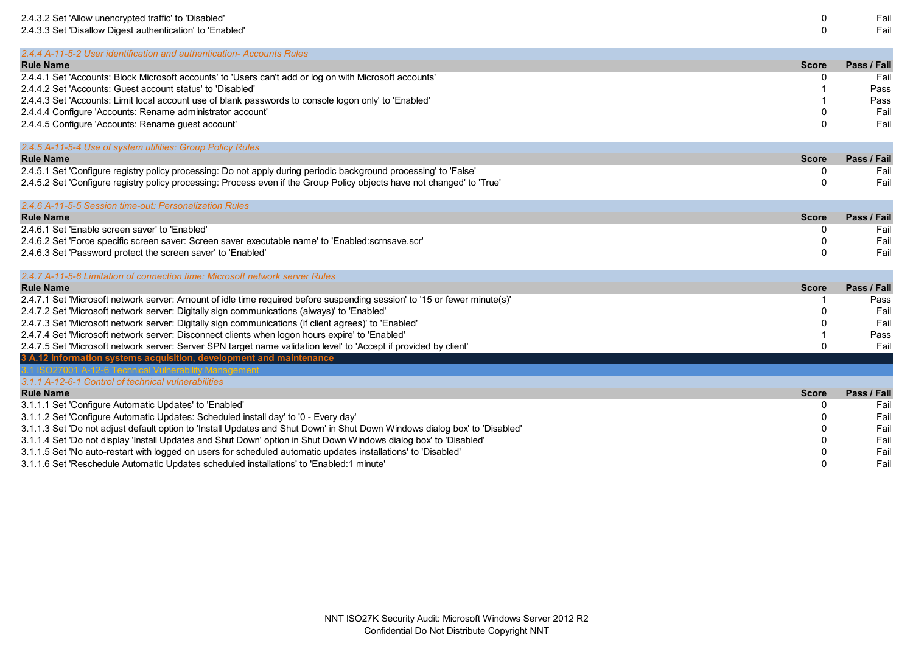| Rule Name | Score | Pass / Fail |
|---|---|---|
| 2.4.3.2 Set 'Allow unencrypted traffic' to 'Disabled' | 0 | Fail |
| 2.4.3.3 Set 'Disallow Digest authentication' to 'Enabled' | 0 | Fail |

*2.4.4 A-11-5-2 User identification and authentication- Accounts Rules*

| Rule Name | Score | Pass / Fail |
|---|---|---|
| 2.4.4.1 Set 'Accounts: Block Microsoft accounts' to 'Users can't add or log on with Microsoft accounts' | 0 | Fail |
| 2.4.4.2 Set 'Accounts: Guest account status' to 'Disabled' | 1 | Pass |
| 2.4.4.3 Set 'Accounts: Limit local account use of blank passwords to console logon only' to 'Enabled' | 1 | Pass |
| 2.4.4.4 Configure 'Accounts: Rename administrator account' | 0 | Fail |
| 2.4.4.5 Configure 'Accounts: Rename guest account' | 0 | Fail |

*2.4.5 A-11-5-4 Use of system utilities: Group Policy Rules*

| Rule Name | Score | Pass / Fail |
|---|---|---|
| 2.4.5.1 Set 'Configure registry policy processing: Do not apply during periodic background processing' to 'False' | 0 | Fail |
| 2.4.5.2 Set 'Configure registry policy processing: Process even if the Group Policy objects have not changed' to 'True' | 0 | Fail |

*2.4.6 A-11-5-5 Session time-out: Personalization Rules*

| Rule Name | Score | Pass / Fail |
|---|---|---|
| 2.4.6.1 Set 'Enable screen saver' to 'Enabled' | 0 | Fail |
| 2.4.6.2 Set 'Force specific screen saver: Screen saver executable name' to 'Enabled:scrnsave.scr' | 0 | Fail |
| 2.4.6.3 Set 'Password protect the screen saver' to 'Enabled' | 0 | Fail |

*2.4.7 A-11-5-6 Limitation of connection time: Microsoft network server Rules*

| Rule Name | Score | Pass / Fail |
|---|---|---|
| 2.4.7.1 Set 'Microsoft network server: Amount of idle time required before suspending session' to '15 or fewer minute(s)' | 1 | Pass |
| 2.4.7.2 Set 'Microsoft network server: Digitally sign communications (always)' to 'Enabled' | 0 | Fail |
| 2.4.7.3 Set 'Microsoft network server: Digitally sign communications (if client agrees)' to 'Enabled' | 0 | Fail |
| 2.4.7.4 Set 'Microsoft network server: Disconnect clients when logon hours expire' to 'Enabled' | 1 | Pass |
| 2.4.7.5 Set 'Microsoft network server: Server SPN target name validation level' to 'Accept if provided by client' | 0 | Fail |

# 3 A.12 Information systems acquisition, development and maintenance

## 3.1 ISO27001 A-12-6 Technical Vulnerability Management

*3.1.1 A-12-6-1 Control of technical vulnerabilities*

| Rule Name | Score | Pass / Fail |
|---|---|---|
| 3.1.1.1 Set 'Configure Automatic Updates' to 'Enabled' | 0 | Fail |
| 3.1.1.2 Set 'Configure Automatic Updates: Scheduled install day' to '0 - Every day' | 0 | Fail |
| 3.1.1.3 Set 'Do not adjust default option to 'Install Updates and Shut Down' in Shut Down Windows dialog box' to 'Disabled' | 0 | Fail |
| 3.1.1.4 Set 'Do not display 'Install Updates and Shut Down' option in Shut Down Windows dialog box' to 'Disabled' | 0 | Fail |
| 3.1.1.5 Set 'No auto-restart with logged on users for scheduled automatic updates installations' to 'Disabled' | 0 | Fail |
| 3.1.1.6 Set 'Reschedule Automatic Updates scheduled installations' to 'Enabled:1 minute' | 0 | Fail |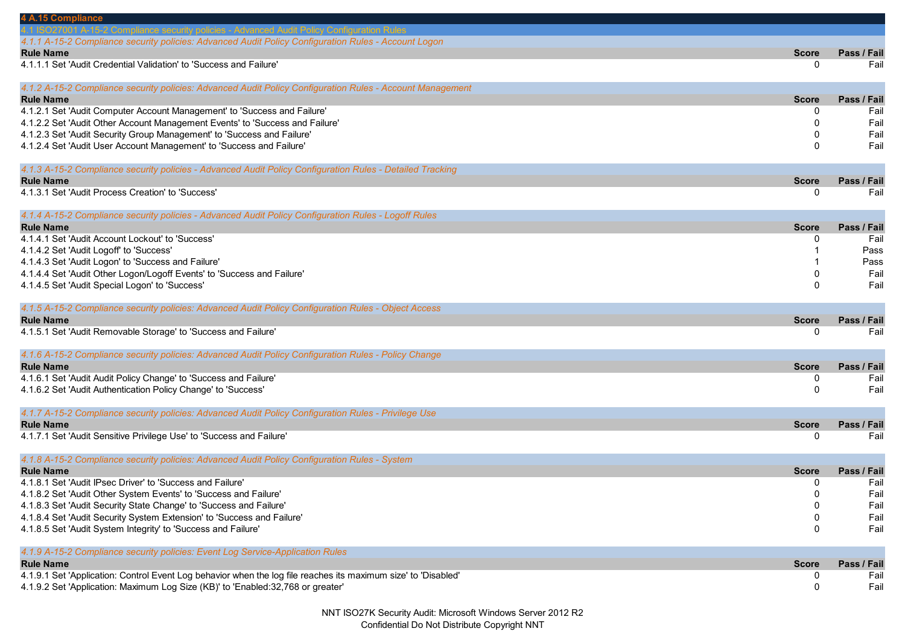# 4 A.15 Compliance

## 4.1 ISO27001 A-15-2 Compliance security policies - Advanced Audit Policy Configuration Rules

### *4.1.1 A-15-2 Compliance security policies: Advanced Audit Policy Configuration Rules - Account Logon*

| Rule Name | Score | Pass / Fail |
|---|---|---|
| 4.1.1.1 Set 'Audit Credential Validation' to 'Success and Failure' | 0 | Fail |

### *4.1.2 A-15-2 Compliance security policies: Advanced Audit Policy Configuration Rules - Account Management*

| Rule Name | Score | Pass / Fail |
|---|---|---|
| 4.1.2.1 Set 'Audit Computer Account Management' to 'Success and Failure' | 0 | Fail |
| 4.1.2.2 Set 'Audit Other Account Management Events' to 'Success and Failure' | 0 | Fail |
| 4.1.2.3 Set 'Audit Security Group Management' to 'Success and Failure' | 0 | Fail |
| 4.1.2.4 Set 'Audit User Account Management' to 'Success and Failure' | 0 | Fail |

### *4.1.3 A-15-2 Compliance security policies - Advanced Audit Policy Configuration Rules - Detailed Tracking*

| Rule Name | Score | Pass / Fail |
|---|---|---|
| 4.1.3.1 Set 'Audit Process Creation' to 'Success' | 0 | Fail |

### *4.1.4 A-15-2 Compliance security policies - Advanced Audit Policy Configuration Rules - Logoff Rules*

| Rule Name | Score | Pass / Fail |
|---|---|---|
| 4.1.4.1 Set 'Audit Account Lockout' to 'Success' | 0 | Fail |
| 4.1.4.2 Set 'Audit Logoff' to 'Success' | 1 | Pass |
| 4.1.4.3 Set 'Audit Logon' to 'Success and Failure' | 1 | Pass |
| 4.1.4.4 Set 'Audit Other Logon/Logoff Events' to 'Success and Failure' | 0 | Fail |
| 4.1.4.5 Set 'Audit Special Logon' to 'Success' | 0 | Fail |

### *4.1.5 A-15-2 Compliance security policies: Advanced Audit Policy Configuration Rules - Object Access*

| Rule Name | Score | Pass / Fail |
|---|---|---|
| 4.1.5.1 Set 'Audit Removable Storage' to 'Success and Failure' | 0 | Fail |

### *4.1.6 A-15-2 Compliance security policies: Advanced Audit Policy Configuration Rules - Policy Change*

| Rule Name | Score | Pass / Fail |
|---|---|---|
| 4.1.6.1 Set 'Audit Audit Policy Change' to 'Success and Failure' | 0 | Fail |
| 4.1.6.2 Set 'Audit Authentication Policy Change' to 'Success' | 0 | Fail |

### *4.1.7 A-15-2 Compliance security policies: Advanced Audit Policy Configuration Rules - Privilege Use*

| Rule Name | Score | Pass / Fail |
|---|---|---|
| 4.1.7.1 Set 'Audit Sensitive Privilege Use' to 'Success and Failure' | 0 | Fail |

### *4.1.8 A-15-2 Compliance security policies: Advanced Audit Policy Configuration Rules - System*

| Rule Name | Score | Pass / Fail |
|---|---|---|
| 4.1.8.1 Set 'Audit IPsec Driver' to 'Success and Failure' | 0 | Fail |
| 4.1.8.2 Set 'Audit Other System Events' to 'Success and Failure' | 0 | Fail |
| 4.1.8.3 Set 'Audit Security State Change' to 'Success and Failure' | 0 | Fail |
| 4.1.8.4 Set 'Audit Security System Extension' to 'Success and Failure' | 0 | Fail |
| 4.1.8.5 Set 'Audit System Integrity' to 'Success and Failure' | 0 | Fail |

### *4.1.9 A-15-2 Compliance security policies: Event Log Service-Application Rules*

| Rule Name | Score | Pass / Fail |
|---|---|---|
| 4.1.9.1 Set 'Application: Control Event Log behavior when the log file reaches its maximum size' to 'Disabled' | 0 | Fail |
| 4.1.9.2 Set 'Application: Maximum Log Size (KB)' to 'Enabled:32,768 or greater' | 0 | Fail |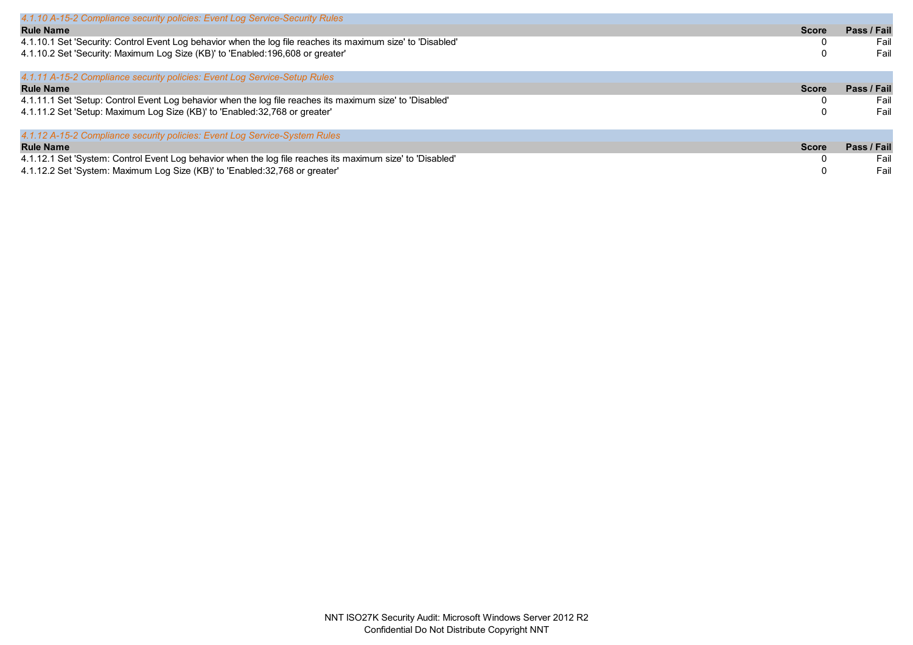### *4.1.10 A-15-2 Compliance security policies: Event Log Service-Security Rules*

| Rule Name | Score | Pass / Fail |
|---|---|---|
| 4.1.10.1 Set 'Security: Control Event Log behavior when the log file reaches its maximum size' to 'Disabled' | 0 | Fail |
| 4.1.10.2 Set 'Security: Maximum Log Size (KB)' to 'Enabled:196,608 or greater' | 0 | Fail |

### *4.1.11 A-15-2 Compliance security policies: Event Log Service-Setup Rules*

| Rule Name | Score | Pass / Fail |
|---|---|---|
| 4.1.11.1 Set 'Setup: Control Event Log behavior when the log file reaches its maximum size' to 'Disabled' | 0 | Fail |
| 4.1.11.2 Set 'Setup: Maximum Log Size (KB)' to 'Enabled:32,768 or greater' | 0 | Fail |

### *4.1.12 A-15-2 Compliance security policies: Event Log Service-System Rules*

| Rule Name | Score | Pass / Fail |
|---|---|---|
| 4.1.12.1 Set 'System: Control Event Log behavior when the log file reaches its maximum size' to 'Disabled' | 0 | Fail |
| 4.1.12.2 Set 'System: Maximum Log Size (KB)' to 'Enabled:32,768 or greater' | 0 | Fail |